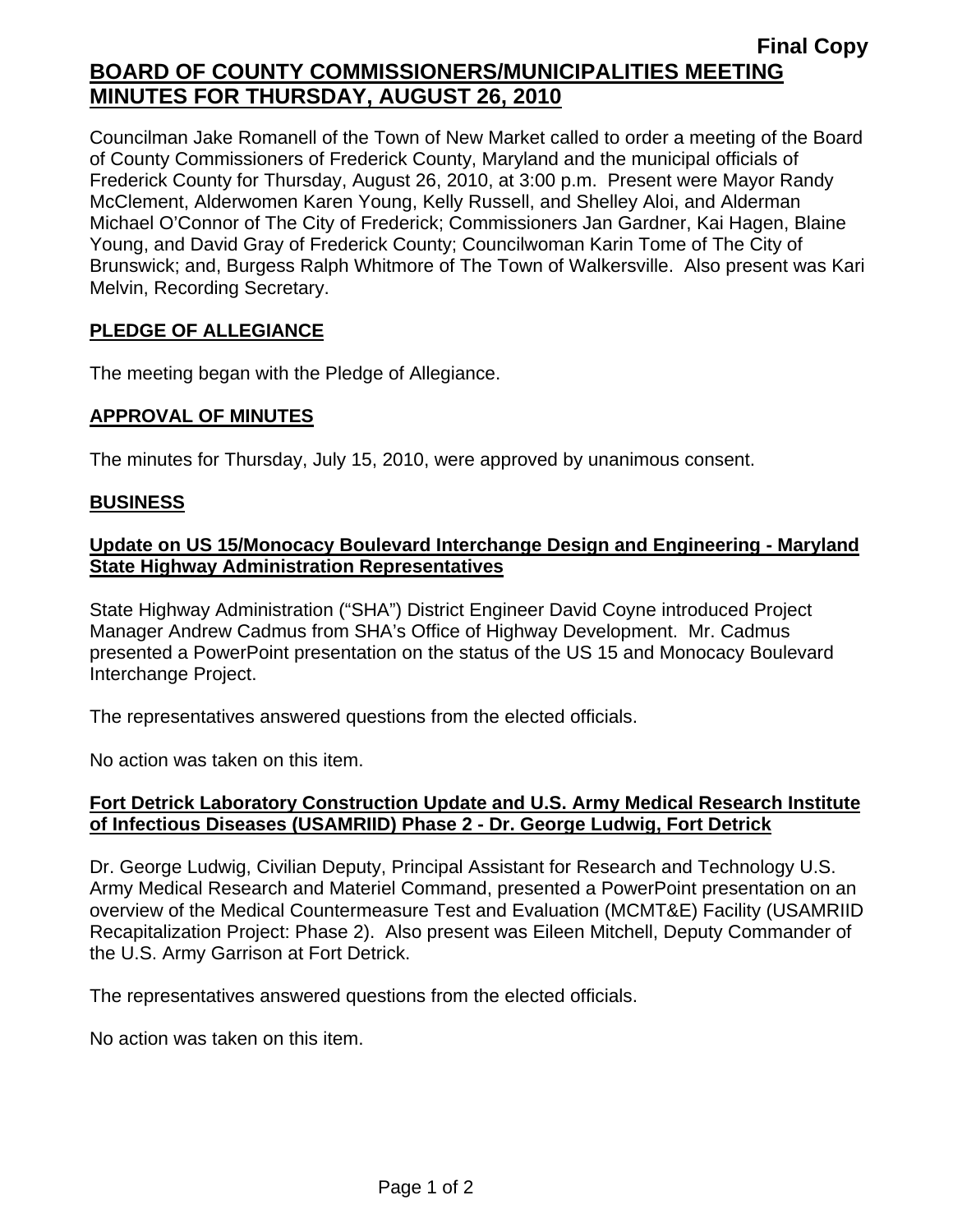**Final Copy**

# BOARD OF COUNTY COMMISSIONERS/MUNICIPALITIES MEETING MINUTES FOR THURSDAY, AUGUST 26, 2010

Councilman Jake Romanell of the Town of New Market called to order a meeting of the Board of County Commissioners of Frederick County, Maryland and the municipal officials of Frederick County for Thursday, August 26, 2010, at 3:00 p.m. Present were Mayor Randy McClement, Alderwomen Karen Young, Kelly Russell, and Shelley Aloi, and Alderman Michael O'Connor of The City of Frederick; Commissioners Jan Gardner, Kai Hagen, Blaine Young, and David Gray of Frederick County; Councilwoman Karin Tome of The City of Brunswick; and, Burgess Ralph Whitmore of The Town of Walkersville. Also present was Kari Melvin, Recording Secretary.

## PLEDGE OF ALLEGIANCE

The meeting began with the Pledge of Allegiance.

## APPROVAL OF MINUTES

The minutes for Thursday, July 15, 2010, were approved by unanimous consent.

## BUSINESS

### Update on US 15/Monocacy Boulevard Interchange Design and Engineering - Maryland State Highway Administration Representatives

State Highway Administration ("SHA") District Engineer David Coyne introduced Project Manager Andrew Cadmus from SHA's Office of Highway Development. Mr. Cadmus presented a PowerPoint presentation on the status of the US 15 and Monocacy Boulevard Interchange Project.

The representatives answered questions from the elected officials.

No action was taken on this item.

### Fort Detrick Laboratory Construction Update and U.S. Army Medical Research Institute of Infectious Diseases (USAMRIID) Phase 2 - Dr. George Ludwig, Fort Detrick

Dr. George Ludwig, Civilian Deputy, Principal Assistant for Research and Technology U.S. Army Medical Research and Materiel Command, presented a PowerPoint presentation on an overview of the Medical Countermeasure Test and Evaluation (MCMT&E) Facility (USAMRIID Recapitalization Project: Phase 2). Also present was Eileen Mitchell, Deputy Commander of the U.S. Army Garrison at Fort Detrick.

The representatives answered questions from the elected officials.

No action was taken on this item.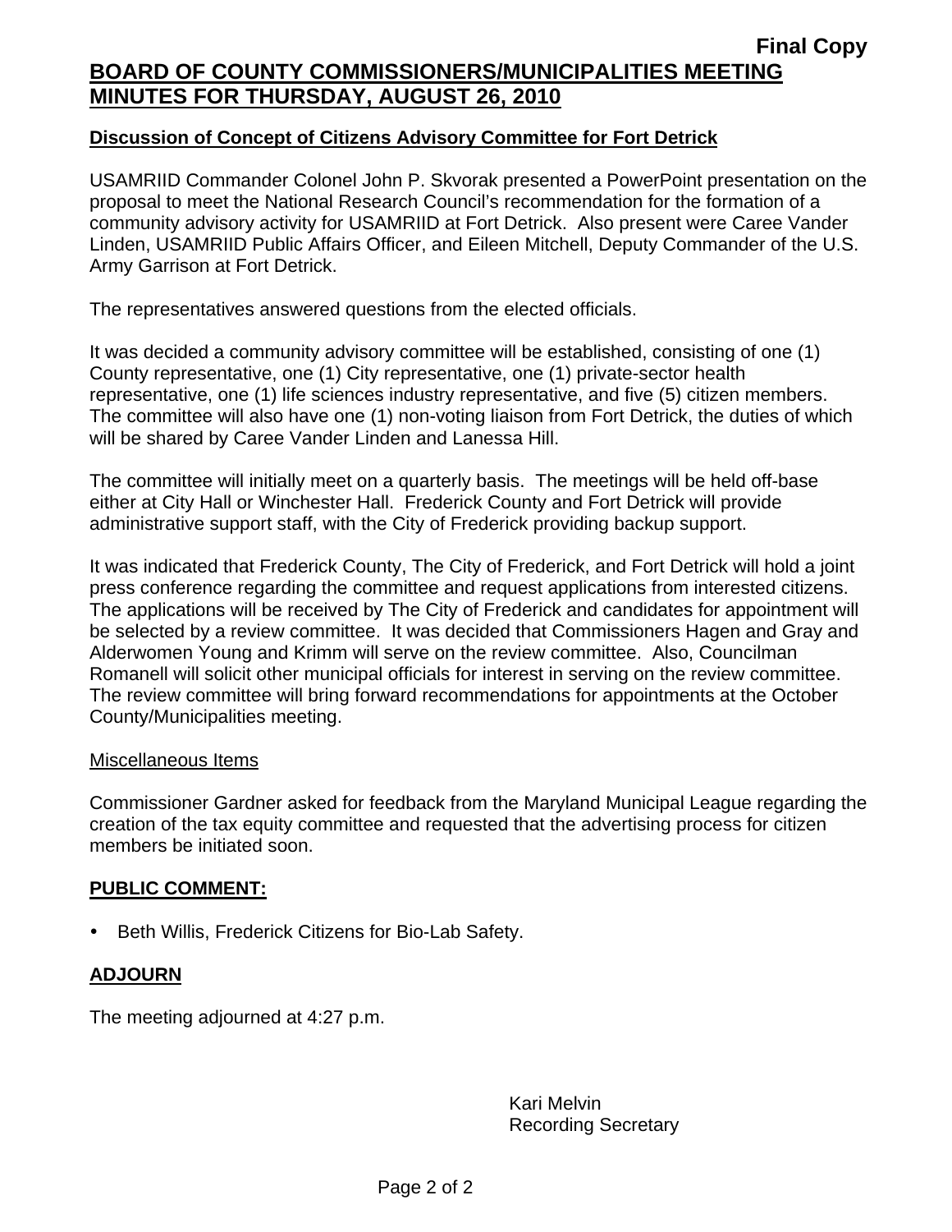**Final Copy**

# BOARD OF COUNTY COMMISSIONERS/MUNICIPALITIES MEETING MINUTES FOR THURSDAY, AUGUST 26, 2010

## Discussion of Concept of Citizens Advisory Committee for Fort Detrick

USAMRIID Commander Colonel John P. Skvorak presented a PowerPoint presentation on the proposal to meet the National Research Council's recommendation for the formation of a community advisory activity for USAMRIID at Fort Detrick. Also present were Caree Vander Linden, USAMRIID Public Affairs Officer, and Eileen Mitchell, Deputy Commander of the U.S. Army Garrison at Fort Detrick.

The representatives answered questions from the elected officials.

It was decided a community advisory committee will be established, consisting of one (1) County representative, one (1) City representative, one (1) private-sector health representative, one (1) life sciences industry representative, and five (5) citizen members. The committee will also have one (1) non-voting liaison from Fort Detrick, the duties of which will be shared by Caree Vander Linden and Lanessa Hill.

The committee will initially meet on a quarterly basis. The meetings will be held off-base either at City Hall or Winchester Hall. Frederick County and Fort Detrick will provide administrative support staff, with the City of Frederick providing backup support.

It was indicated that Frederick County, The City of Frederick, and Fort Detrick will hold a joint press conference regarding the committee and request applications from interested citizens. The applications will be received by The City of Frederick and candidates for appointment will be selected by a review committee. It was decided that Commissioners Hagen and Gray and Alderwomen Young and Krimm will serve on the review committee. Also, Councilman Romanell will solicit other municipal officials for interest in serving on the review committee. The review committee will bring forward recommendations for appointments at the October County/Municipalities meeting.

Miscellaneous Items

Commissioner Gardner asked for feedback from the Maryland Municipal League regarding the creation of the tax equity committee and requested that the advertising process for citizen members be initiated soon.

## PUBLIC COMMENT:

- Beth Willis, Frederick Citizens for Bio-Lab Safety.

## ADJOURN

The meeting adjourned at 4:27 p.m.

Kari Melvin
Recording Secretary